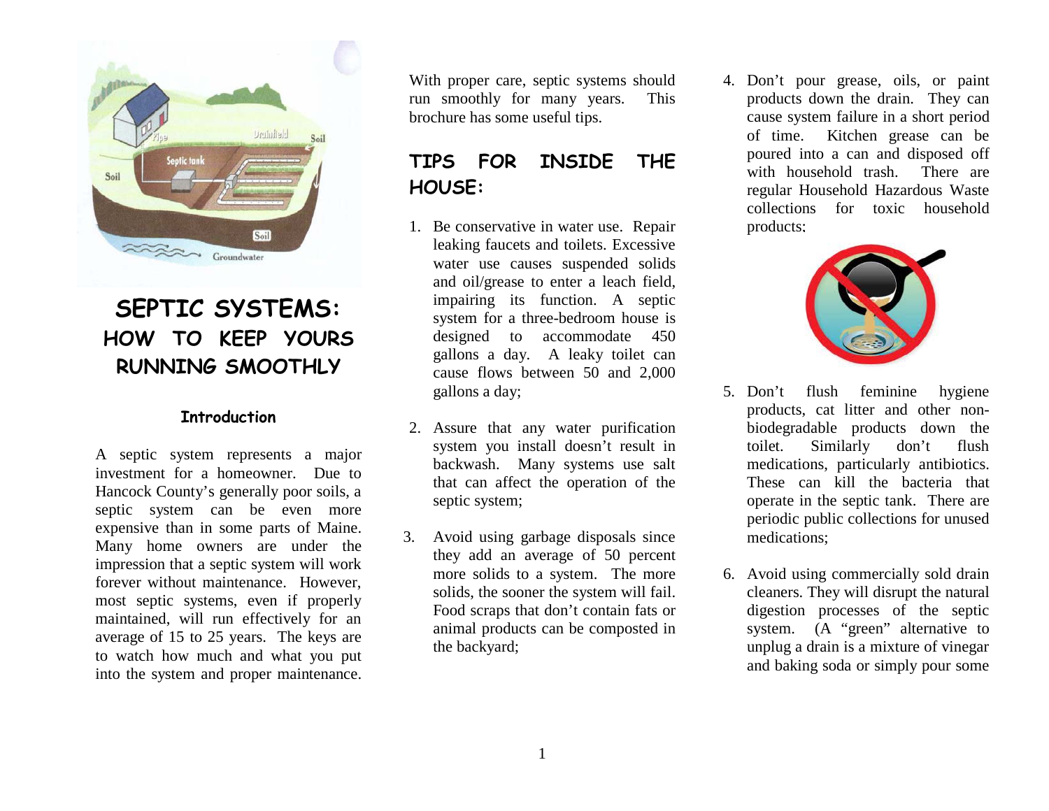# SEPTIC SYSTEMS: HOW TO KEEP YOURS RUNNING SMOOTHLY

## Introduction

A septic system represents a major investment for a homeowner. Due to Hancock County's generally poor soils, a septic system can be even more expensive than in some parts of Maine. Many home owners are under the impression that a septic system will work forever without maintenance. However, most septic systems, even if properly maintained, will run effectively for an average of 15 to 25 years. The keys are to watch how much and what you put into the system and proper maintenance.

With proper care, septic systems should run smoothly for many years. This brochure has some useful tips.

## TIPS FOR INSIDE THE HOUSE:

1. Be conservative in water use. Repair leaking faucets and toilets. Excessive water use causes suspended solids and oil/grease to enter a leach field, impairing its function. A septic system for a three-bedroom house is designed to accommodate 450 gallons a day. A leaky toilet can cause flows between 50 and 2,000 gallons a day;

2. Assure that any water purification system you install doesn't result in backwash. Many systems use salt that can affect the operation of the septic system;

3. Avoid using garbage disposals since they add an average of 50 percent more solids to a system. The more solids, the sooner the system will fail. Food scraps that don't contain fats or animal products can be composted in the backyard;

4. Don't pour grease, oils, or paint products down the drain. They can cause system failure in a short period of time. Kitchen grease can be poured into a can and disposed off with household trash. There are regular Household Hazardous Waste collections for toxic household products;

5. Don't flush feminine hygiene products, cat litter and other non-biodegradable products down the toilet. Similarly don't flush medications, particularly antibiotics. These can kill the bacteria that operate in the septic tank. There are periodic public collections for unused medications;

6. Avoid using commercially sold drain cleaners. They will disrupt the natural digestion processes of the septic system. (A "green" alternative to unplug a drain is a mixture of vinegar and baking soda or simply pour some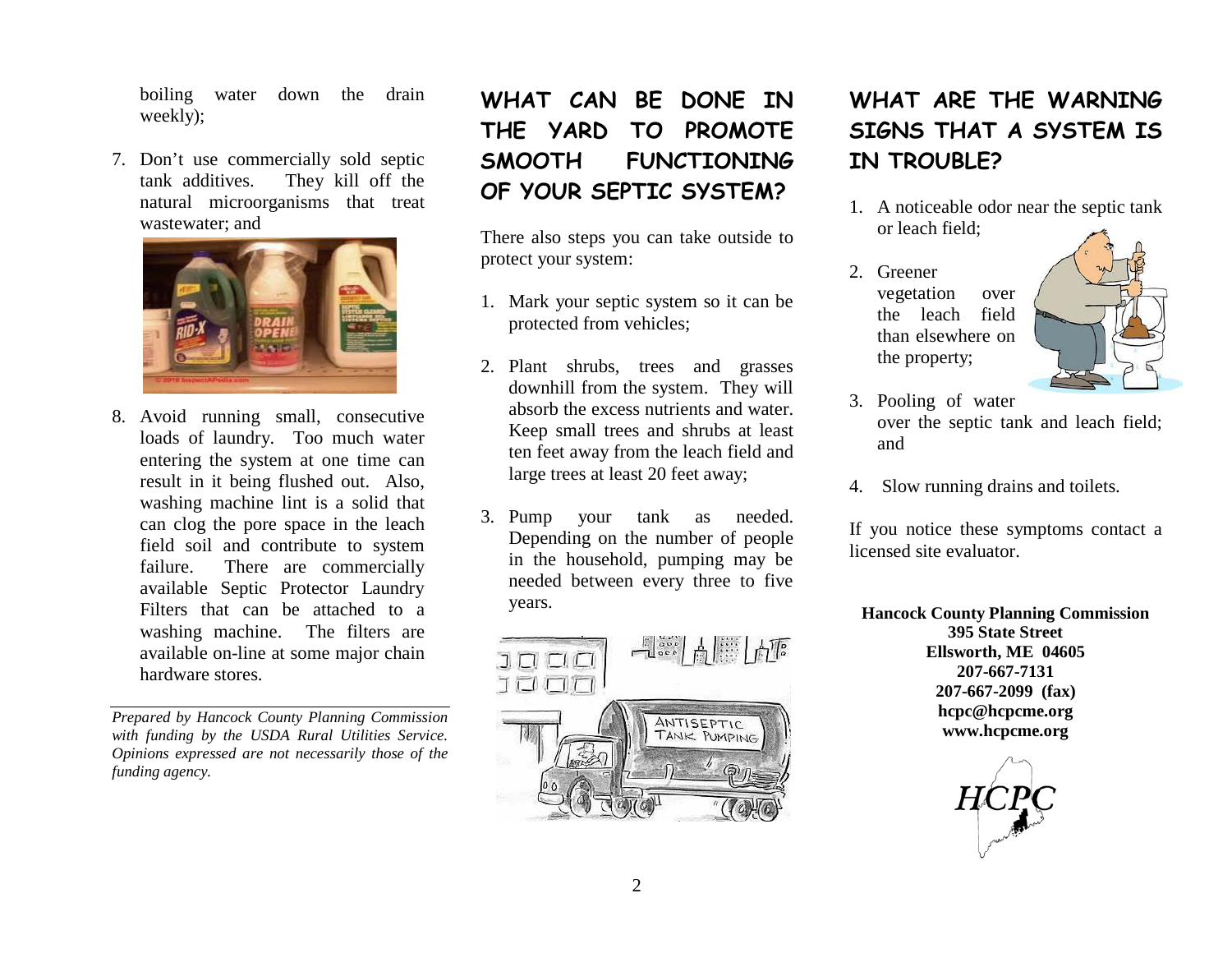boiling water down the drain weekly);

7. Don't use commercially sold septic tank additives. They kill off the natural microorganisms that treat wastewater; and

8. Avoid running small, consecutive loads of laundry. Too much water entering the system at one time can result in it being flushed out. Also, washing machine lint is a solid that can clog the pore space in the leach field soil and contribute to system failure. There are commercially available Septic Protector Laundry Filters that can be attached to a washing machine. The filters are available on-line at some major chain hardware stores.

*Prepared by Hancock County Planning Commission with funding by the USDA Rural Utilities Service. Opinions expressed are not necessarily those of the funding agency.*

## WHAT CAN BE DONE IN THE YARD TO PROMOTE SMOOTH FUNCTIONING OF YOUR SEPTIC SYSTEM?

There also steps you can take outside to protect your system:

1. Mark your septic system so it can be protected from vehicles;

2. Plant shrubs, trees and grasses downhill from the system. They will absorb the excess nutrients and water. Keep small trees and shrubs at least ten feet away from the leach field and large trees at least 20 feet away;

3. Pump your tank as needed. Depending on the number of people in the household, pumping may be needed between every three to five years.

## WHAT ARE THE WARNING SIGNS THAT A SYSTEM IS IN TROUBLE?

1. A noticeable odor near the septic tank or leach field;

2. Greener vegetation over the leach field than elsewhere on the property;

3. Pooling of water over the septic tank and leach field; and

4. Slow running drains and toilets.

If you notice these symptoms contact a licensed site evaluator.

**Hancock County Planning Commission**
**395 State Street**
**Ellsworth, ME 04605**
**207-667-7131**
**207-667-2099 (fax)**
**hcpc@hcpcme.org**
**www.hcpcme.org**